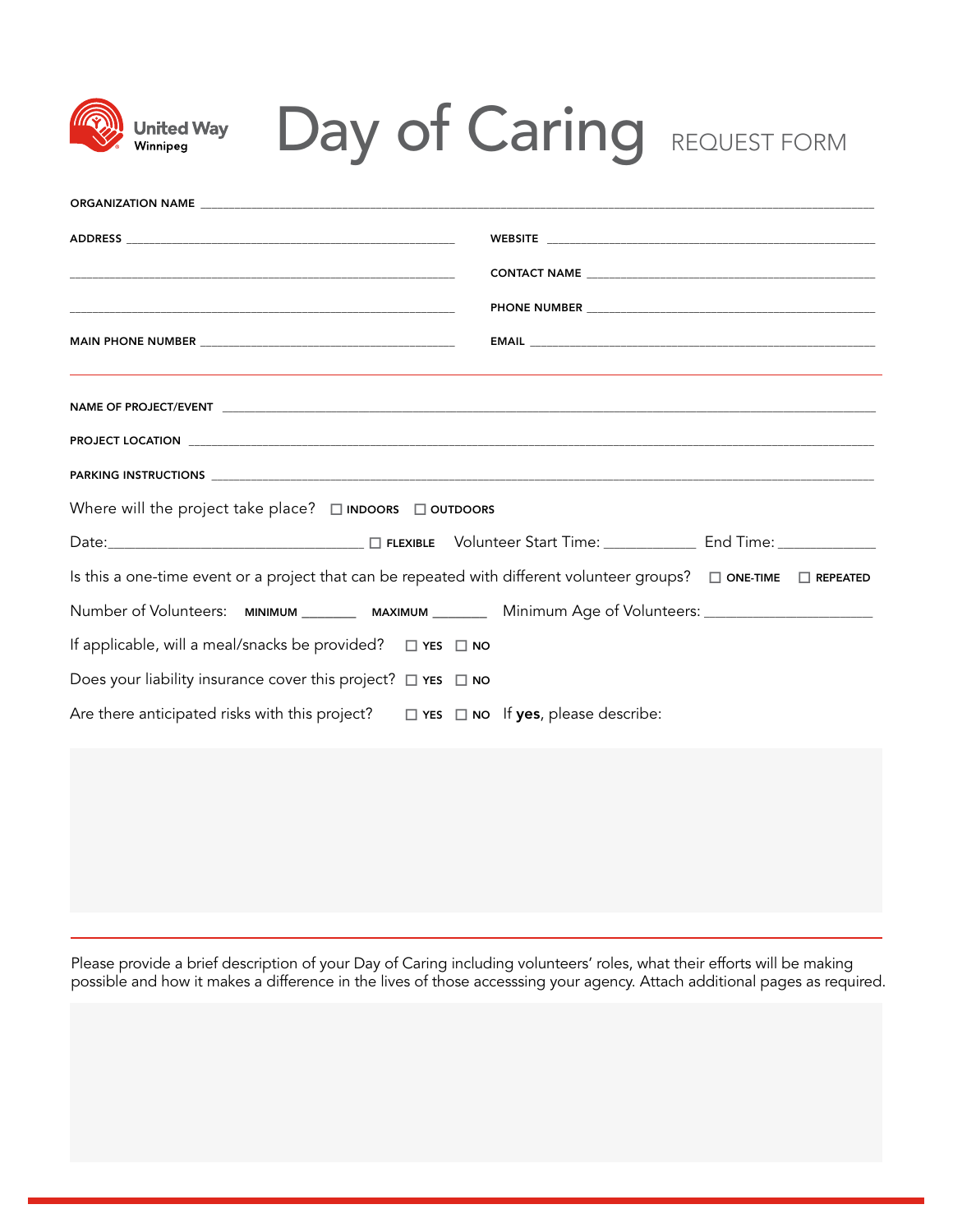United Way Winnipeg

# Day of Caring REQUEST FORM

ORGANIZATION NAME ______________________________________________

ADDRESS ______________________________________________

______________________________________________

______________________________________________

MAIN PHONE NUMBER ______________________________________________

WEBSITE ______________________________________________

CONTACT NAME ______________________________________________

PHONE NUMBER ______________________________________________

EMAIL ______________________________________________

---

NAME OF PROJECT/EVENT ______________________________________________

PROJECT LOCATION ______________________________________________

PARKING INSTRUCTIONS ______________________________________________

Where will the project take place? ☐ INDOORS ☐ OUTDOORS

Date:______________________ ☐ FLEXIBLE Volunteer Start Time: __________ End Time: __________

Is this a one-time event or a project that can be repeated with different volunteer groups? ☐ ONE-TIME ☐ REPEATED

Number of Volunteers: MINIMUM _______ MAXIMUM _______ Minimum Age of Volunteers: ____________________

If applicable, will a meal/snacks be provided? ☐ YES ☐ NO

Does your liability insurance cover this project? ☐ YES ☐ NO

Are there anticipated risks with this project? ☐ YES ☐ NO If **yes**, please describe:

---

Please provide a brief description of your Day of Caring including volunteers' roles, what their efforts will be making possible and how it makes a difference in the lives of those accesssing your agency. Attach additional pages as required.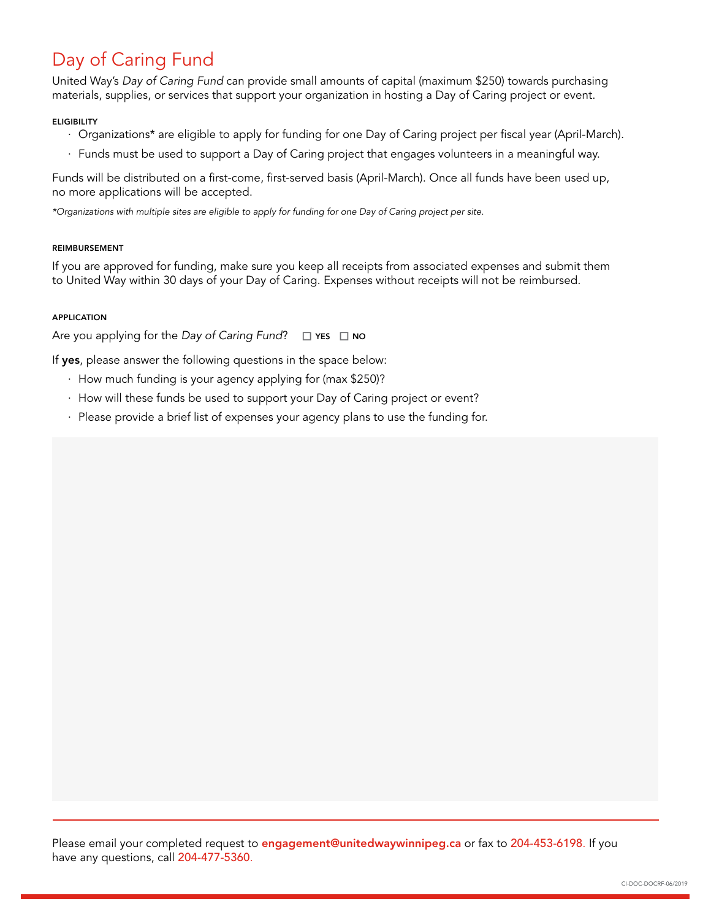# Day of Caring Fund

United Way's *Day of Caring Fund* can provide small amounts of capital (maximum $250) towards purchasing materials, supplies, or services that support your organization in hosting a Day of Caring project or event.

#### ELIGIBILITY

- Organizations* are eligible to apply for funding for one Day of Caring project per fiscal year (April-March).
- Funds must be used to support a Day of Caring project that engages volunteers in a meaningful way.

Funds will be distributed on a first-come, first-served basis (April-March). Once all funds have been used up, no more applications will be accepted.

*\*Organizations with multiple sites are eligible to apply for funding for one Day of Caring project per site.*

#### REIMBURSEMENT

If you are approved for funding, make sure you keep all receipts from associated expenses and submit them to United Way within 30 days of your Day of Caring. Expenses without receipts will not be reimbursed.

#### APPLICATION

Are you applying for the *Day of Caring Fund*? ☐ YES ☐ NO

If **yes**, please answer the following questions in the space below:

- How much funding is your agency applying for (max $250)?
- How will these funds be used to support your Day of Caring project or event?
- Please provide a brief list of expenses your agency plans to use the funding for.

Please email your completed request to **engagement@unitedwaywinnipeg.ca** or fax to 204-453-6198. If you have any questions, call 204-477-5360.

CI-DOC-DOCRF-06/2019